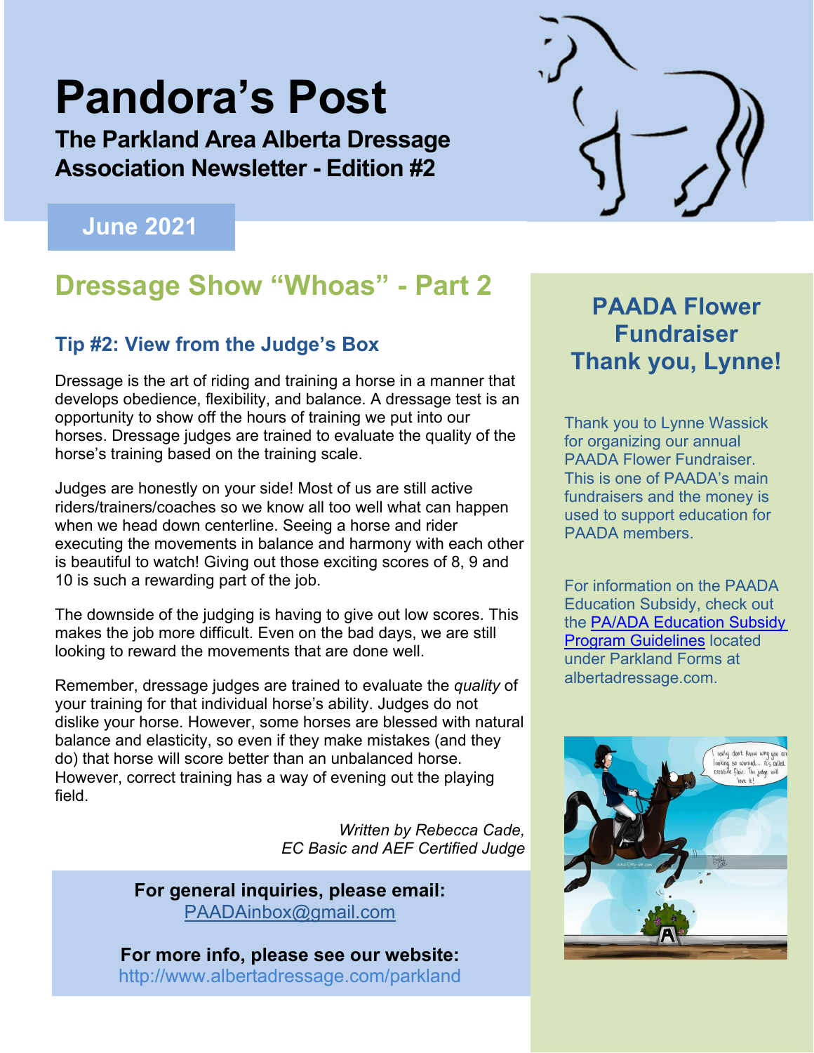# Pandora's Post

**The Parkland Area Alberta Dressage Association Newsletter - Edition #2**

**June 2021**

## Dressage Show "Whoas" - Part 2

### Tip #2: View from the Judge's Box

Dressage is the art of riding and training a horse in a manner that develops obedience, flexibility, and balance. A dressage test is an opportunity to show off the hours of training we put into our horses. Dressage judges are trained to evaluate the quality of the horse's training based on the training scale.

Judges are honestly on your side! Most of us are still active riders/trainers/coaches so we know all too well what can happen when we head down centerline. Seeing a horse and rider executing the movements in balance and harmony with each other is beautiful to watch! Giving out those exciting scores of 8, 9 and 10 is such a rewarding part of the job.

The downside of the judging is having to give out low scores. This makes the job more difficult. Even on the bad days, we are still looking to reward the movements that are done well.

Remember, dressage judges are trained to evaluate the *quality* of your training for that individual horse's ability. Judges do not dislike your horse. However, some horses are blessed with natural balance and elasticity, so even if they make mistakes (and they do) that horse will score better than an unbalanced horse. However, correct training has a way of evening out the playing field.

*Written by Rebecca Cade,*
*EC Basic and AEF Certified Judge*

**For general inquiries, please email:**
PAADAinbox@gmail.com

**For more info, please see our website:**
http://www.albertadressage.com/parkland

## PAADA Flower Fundraiser Thank you, Lynne!

Thank you to Lynne Wassick for organizing our annual PAADA Flower Fundraiser. This is one of PAADA's main fundraisers and the money is used to support education for PAADA members.

For information on the PAADA Education Subsidy, check out the PA/ADA Education Subsidy Program Guidelines located under Parkland Forms at albertadressage.com.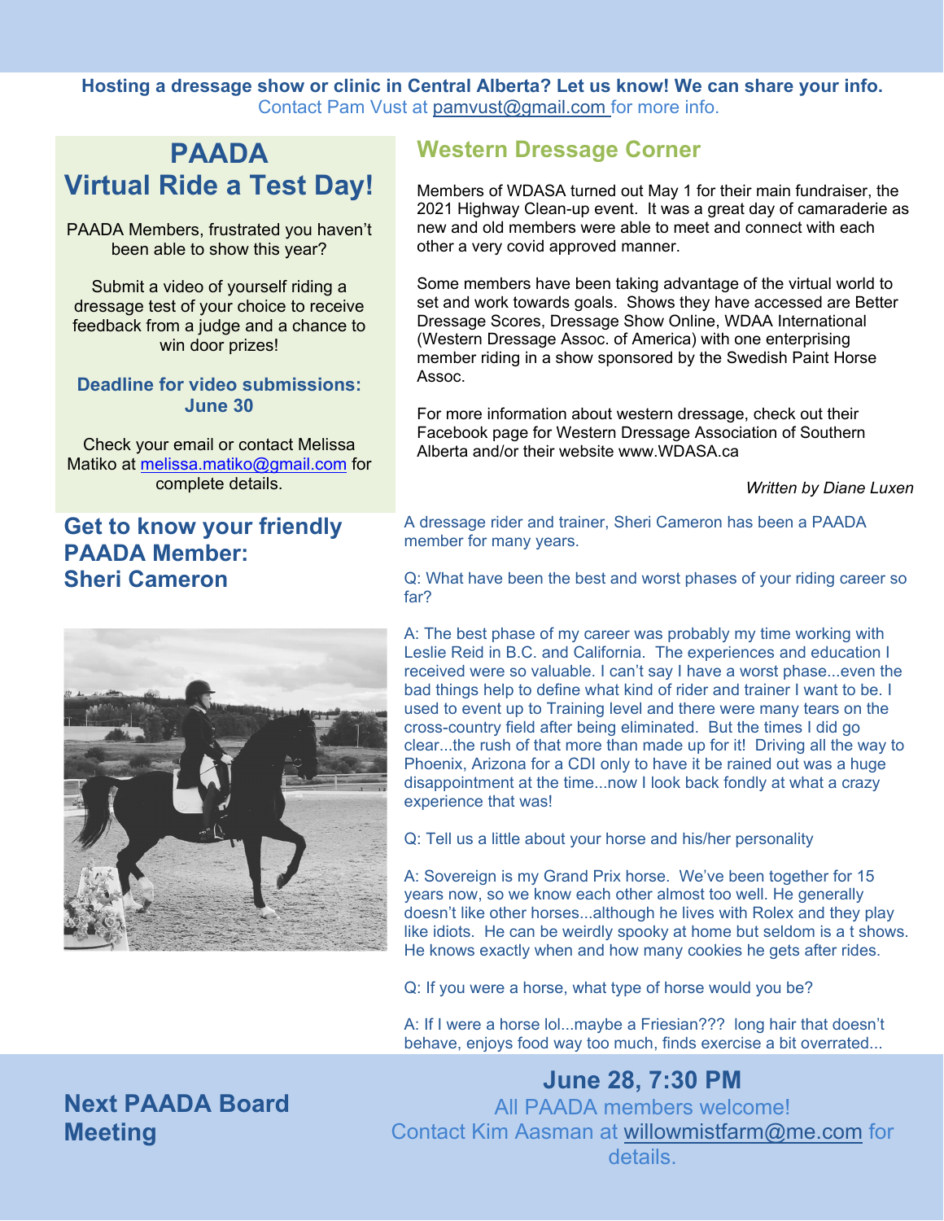**Hosting a dressage show or clinic in Central Alberta? Let us know! We can share your info.**
Contact Pam Vust at pamvust@gmail.com for more info.

## PAADA Virtual Ride a Test Day!

PAADA Members, frustrated you haven't been able to show this year?

Submit a video of yourself riding a dressage test of your choice to receive feedback from a judge and a chance to win door prizes!

**Deadline for video submissions: June 30**

Check your email or contact Melissa Matiko at melissa.matiko@gmail.com for complete details.

## Western Dressage Corner

Members of WDASA turned out May 1 for their main fundraiser, the 2021 Highway Clean-up event. It was a great day of camaraderie as new and old members were able to meet and connect with each other a very covid approved manner.

Some members have been taking advantage of the virtual world to set and work towards goals. Shows they have accessed are Better Dressage Scores, Dressage Show Online, WDAA International (Western Dressage Assoc. of America) with one enterprising member riding in a show sponsored by the Swedish Paint Horse Assoc.

For more information about western dressage, check out their Facebook page for Western Dressage Association of Southern Alberta and/or their website www.WDASA.ca

*Written by Diane Luxen*

## Get to know your friendly PAADA Member: Sheri Cameron

A dressage rider and trainer, Sheri Cameron has been a PAADA member for many years.

Q: What have been the best and worst phases of your riding career so far?

A: The best phase of my career was probably my time working with Leslie Reid in B.C. and California. The experiences and education I received were so valuable. I can't say I have a worst phase...even the bad things help to define what kind of rider and trainer I want to be. I used to event up to Training level and there were many tears on the cross-country field after being eliminated. But the times I did go clear...the rush of that more than made up for it! Driving all the way to Phoenix, Arizona for a CDI only to have it be rained out was a huge disappointment at the time...now I look back fondly at what a crazy experience that was!

Q: Tell us a little about your horse and his/her personality

A: Sovereign is my Grand Prix horse. We've been together for 15 years now, so we know each other almost too well. He generally doesn't like other horses...although he lives with Rolex and they play like idiots. He can be weirdly spooky at home but seldom is a t shows. He knows exactly when and how many cookies he gets after rides.

Q: If you were a horse, what type of horse would you be?

A: If I were a horse lol...maybe a Friesian??? long hair that doesn't behave, enjoys food way too much, finds exercise a bit overrated...

## Next PAADA Board Meeting

**June 28, 7:30 PM**

All PAADA members welcome!
Contact Kim Aasman at willowmistfarm@me.com for details.